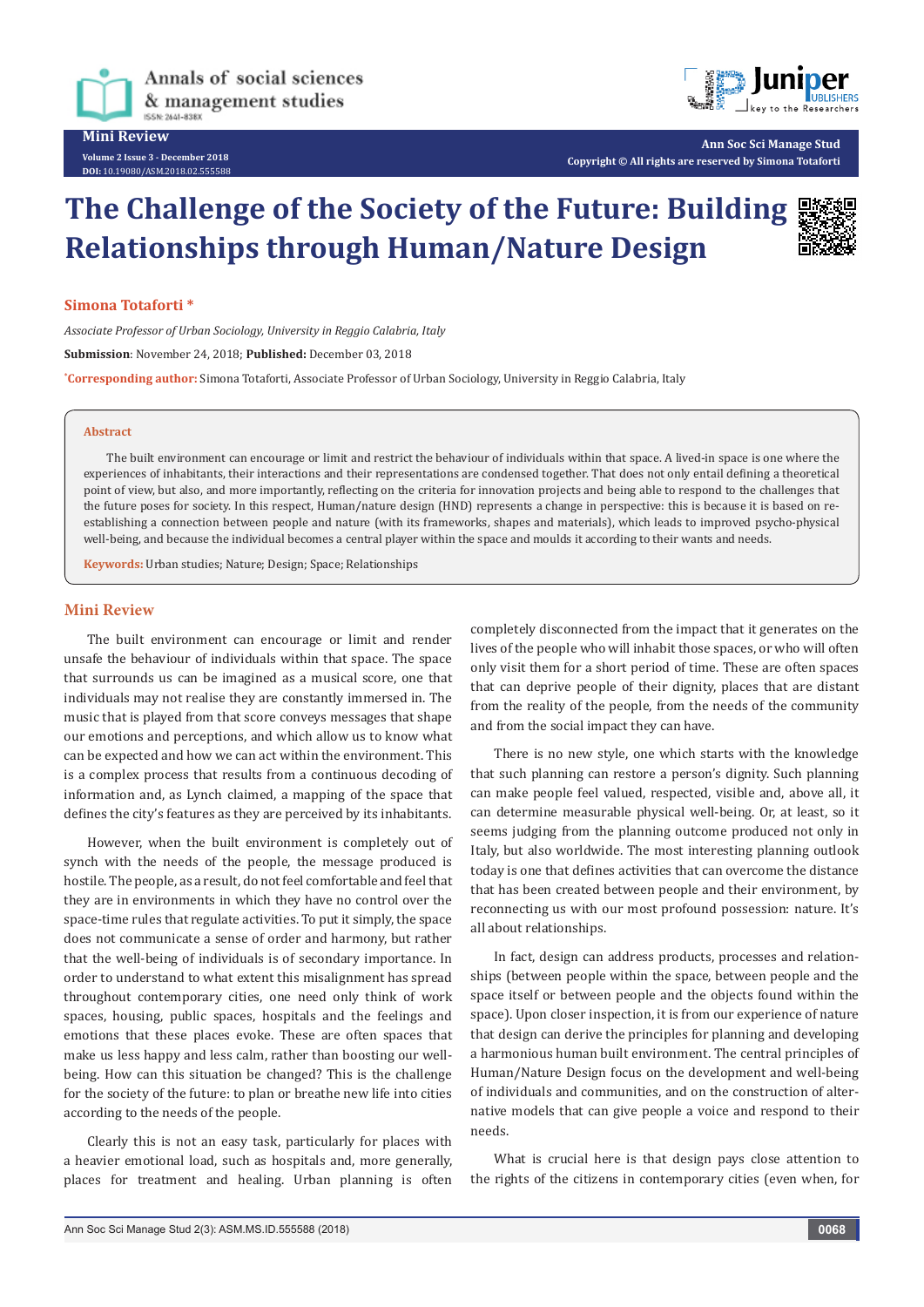Mini Review

Volume 2 Issue 3 - December 2018
DOI: 10.19080/ASM.2018.02.555588

Copyright © All rights are reserved by Simona Totaforti

# The Challenge of the Society of the Future: Building Relationships through Human/Nature Design

**Simona Totaforti ***

*Associate Professor of Urban Sociology, University in Reggio Calabria, Italy*

**Submission**: November 24, 2018; **Published:** December 03, 2018

***Corresponding author:** Simona Totaforti, Associate Professor of Urban Sociology, University in Reggio Calabria, Italy

## Abstract

The built environment can encourage or limit and restrict the behaviour of individuals within that space. A lived-in space is one where the experiences of inhabitants, their interactions and their representations are condensed together. That does not only entail defining a theoretical point of view, but also, and more importantly, reflecting on the criteria for innovation projects and being able to respond to the challenges that the future poses for society. In this respect, Human/nature design (HND) represents a change in perspective: this is because it is based on re-establishing a connection between people and nature (with its frameworks, shapes and materials), which leads to improved psycho-physical well-being, and because the individual becomes a central player within the space and moulds it according to their wants and needs.

**Keywords:** Urban studies; Nature; Design; Space; Relationships

## Mini Review

The built environment can encourage or limit and render unsafe the behaviour of individuals within that space. The space that surrounds us can be imagined as a musical score, one that individuals may not realise they are constantly immersed in. The music that is played from that score conveys messages that shape our emotions and perceptions, and which allow us to know what can be expected and how we can act within the environment. This is a complex process that results from a continuous decoding of information and, as Lynch claimed, a mapping of the space that defines the city's features as they are perceived by its inhabitants.

However, when the built environment is completely out of synch with the needs of the people, the message produced is hostile. The people, as a result, do not feel comfortable and feel that they are in environments in which they have no control over the space-time rules that regulate activities. To put it simply, the space does not communicate a sense of order and harmony, but rather that the well-being of individuals is of secondary importance. In order to understand to what extent this misalignment has spread throughout contemporary cities, one need only think of work spaces, housing, public spaces, hospitals and the feelings and emotions that these places evoke. These are often spaces that make us less happy and less calm, rather than boosting our well-being. How can this situation be changed? This is the challenge for the society of the future: to plan or breathe new life into cities according to the needs of the people.

Clearly this is not an easy task, particularly for places with a heavier emotional load, such as hospitals and, more generally, places for treatment and healing. Urban planning is often completely disconnected from the impact that it generates on the lives of the people who will inhabit those spaces, or who will often only visit them for a short period of time. These are often spaces that can deprive people of their dignity, places that are distant from the reality of the people, from the needs of the community and from the social impact they can have.

There is no new style, one which starts with the knowledge that such planning can restore a person's dignity. Such planning can make people feel valued, respected, visible and, above all, it can determine measurable physical well-being. Or, at least, so it seems judging from the planning outcome produced not only in Italy, but also worldwide. The most interesting planning outlook today is one that defines activities that can overcome the distance that has been created between people and their environment, by reconnecting us with our most profound possession: nature. It's all about relationships.

In fact, design can address products, processes and relationships (between people within the space, between people and the space itself or between people and the objects found within the space). Upon closer inspection, it is from our experience of nature that design can derive the principles for planning and developing a harmonious human built environment. The central principles of Human/Nature Design focus on the development and well-being of individuals and communities, and on the construction of alternative models that can give people a voice and respond to their needs.

What is crucial here is that design pays close attention to the rights of the citizens in contemporary cities (even when, for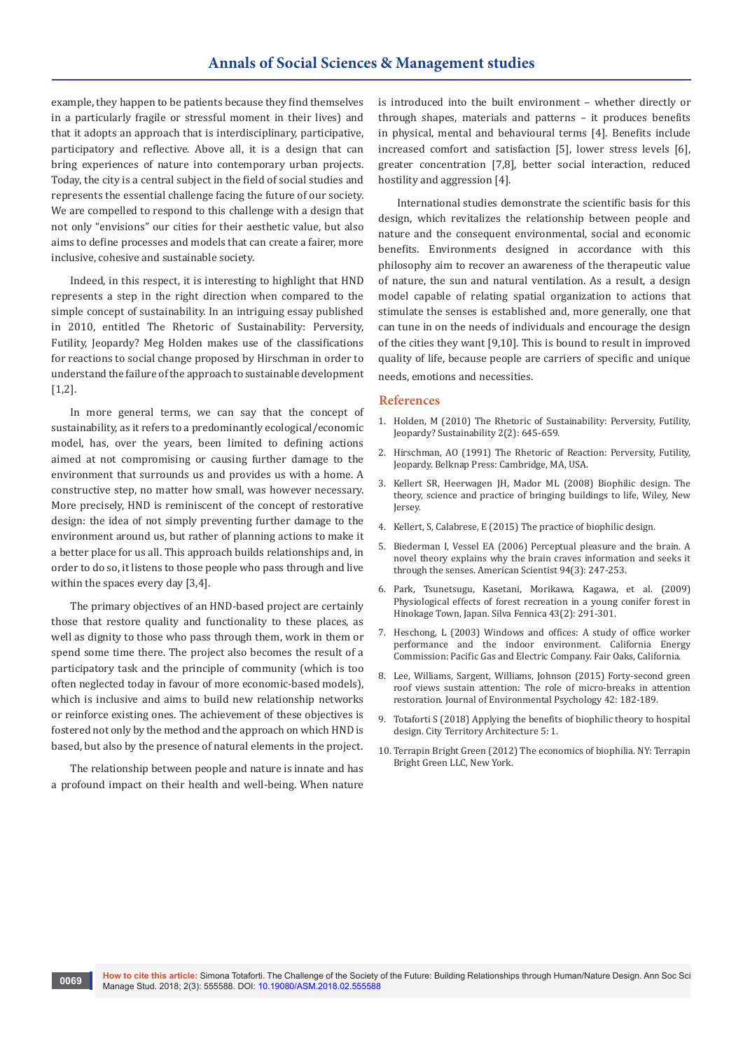example, they happen to be patients because they find themselves in a particularly fragile or stressful moment in their lives) and that it adopts an approach that is interdisciplinary, participative, participatory and reflective. Above all, it is a design that can bring experiences of nature into contemporary urban projects. Today, the city is a central subject in the field of social studies and represents the essential challenge facing the future of our society. We are compelled to respond to this challenge with a design that not only "envisions" our cities for their aesthetic value, but also aims to define processes and models that can create a fairer, more inclusive, cohesive and sustainable society.

Indeed, in this respect, it is interesting to highlight that HND represents a step in the right direction when compared to the simple concept of sustainability. In an intriguing essay published in 2010, entitled The Rhetoric of Sustainability: Perversity, Futility, Jeopardy? Meg Holden makes use of the classifications for reactions to social change proposed by Hirschman in order to understand the failure of the approach to sustainable development [1,2].

In more general terms, we can say that the concept of sustainability, as it refers to a predominantly ecological/economic model, has, over the years, been limited to defining actions aimed at not compromising or causing further damage to the environment that surrounds us and provides us with a home. A constructive step, no matter how small, was however necessary. More precisely, HND is reminiscent of the concept of restorative design: the idea of not simply preventing further damage to the environment around us, but rather of planning actions to make it a better place for us all. This approach builds relationships and, in order to do so, it listens to those people who pass through and live within the spaces every day [3,4].

The primary objectives of an HND-based project are certainly those that restore quality and functionality to these places, as well as dignity to those who pass through them, work in them or spend some time there. The project also becomes the result of a participatory task and the principle of community (which is too often neglected today in favour of more economic-based models), which is inclusive and aims to build new relationship networks or reinforce existing ones. The achievement of these objectives is fostered not only by the method and the approach on which HND is based, but also by the presence of natural elements in the project.

The relationship between people and nature is innate and has a profound impact on their health and well-being. When nature is introduced into the built environment – whether directly or through shapes, materials and patterns – it produces benefits in physical, mental and behavioural terms [4]. Benefits include increased comfort and satisfaction [5], lower stress levels [6], greater concentration [7,8], better social interaction, reduced hostility and aggression [4].

International studies demonstrate the scientific basis for this design, which revitalizes the relationship between people and nature and the consequent environmental, social and economic benefits. Environments designed in accordance with this philosophy aim to recover an awareness of the therapeutic value of nature, the sun and natural ventilation. As a result, a design model capable of relating spatial organization to actions that stimulate the senses is established and, more generally, one that can tune in on the needs of individuals and encourage the design of the cities they want [9,10]. This is bound to result in improved quality of life, because people are carriers of specific and unique needs, emotions and necessities.

## References

1. Holden, M (2010) The Rhetoric of Sustainability: Perversity, Futility, Jeopardy? Sustainability 2(2): 645-659.
2. Hirschman, AO (1991) The Rhetoric of Reaction: Perversity, Futility, Jeopardy. Belknap Press: Cambridge, MA, USA.
3. Kellert SR, Heerwagen JH, Mador ML (2008) Biophilic design. The theory, science and practice of bringing buildings to life, Wiley, New Jersey.
4. Kellert, S, Calabrese, E (2015) The practice of biophilic design.
5. Biederman I, Vessel EA (2006) Perceptual pleasure and the brain. A novel theory explains why the brain craves information and seeks it through the senses. American Scientist 94(3): 247-253.
6. Park, Tsunetsugu, Kasetani, Morikawa, Kagawa, et al. (2009) Physiological effects of forest recreation in a young conifer forest in Hinokage Town, Japan. Silva Fennica 43(2): 291-301.
7. Heschong, L (2003) Windows and offices: A study of office worker performance and the indoor environment. California Energy Commission: Pacific Gas and Electric Company. Fair Oaks, California.
8. Lee, Williams, Sargent, Williams, Johnson (2015) Forty-second green roof views sustain attention: The role of micro-breaks in attention restoration. Journal of Environmental Psychology 42: 182-189.
9. Totaforti S (2018) Applying the benefits of biophilic theory to hospital design. City Territory Architecture 5: 1.
10. Terrapin Bright Green (2012) The economics of biophilia. NY: Terrapin Bright Green LLC, New York.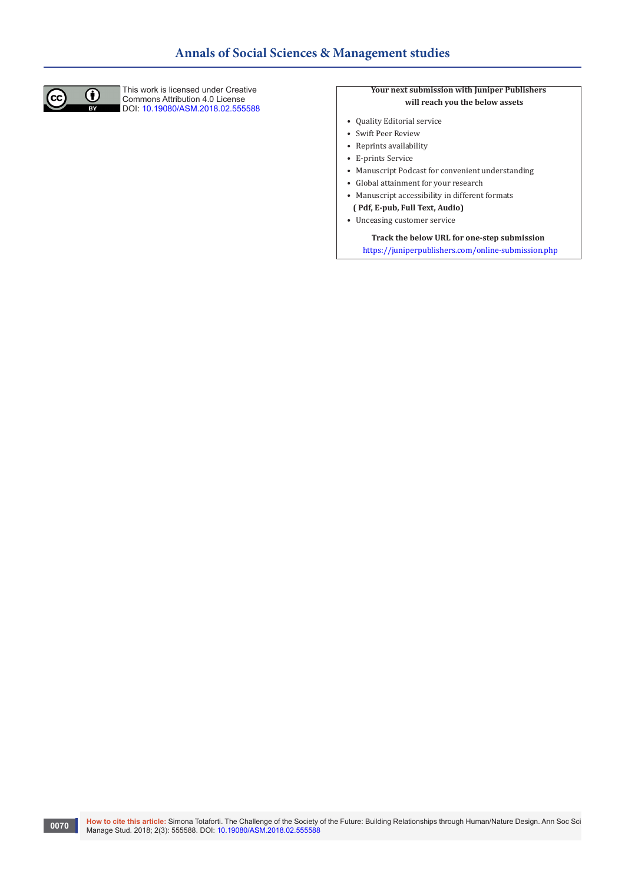This work is licensed under Creative Commons Attribution 4.0 License
DOI: 10.19080/ASM.2018.02.555588

**Your next submission with Juniper Publishers will reach you the below assets**

- Quality Editorial service
- Swift Peer Review
- Reprints availability
- E-prints Service
- Manuscript Podcast for convenient understanding
- Global attainment for your research
- Manuscript accessibility in different formats
  **( Pdf, E-pub, Full Text, Audio)**
- Unceasing customer service

**Track the below URL for one-step submission**
https://juniperpublishers.com/online-submission.php